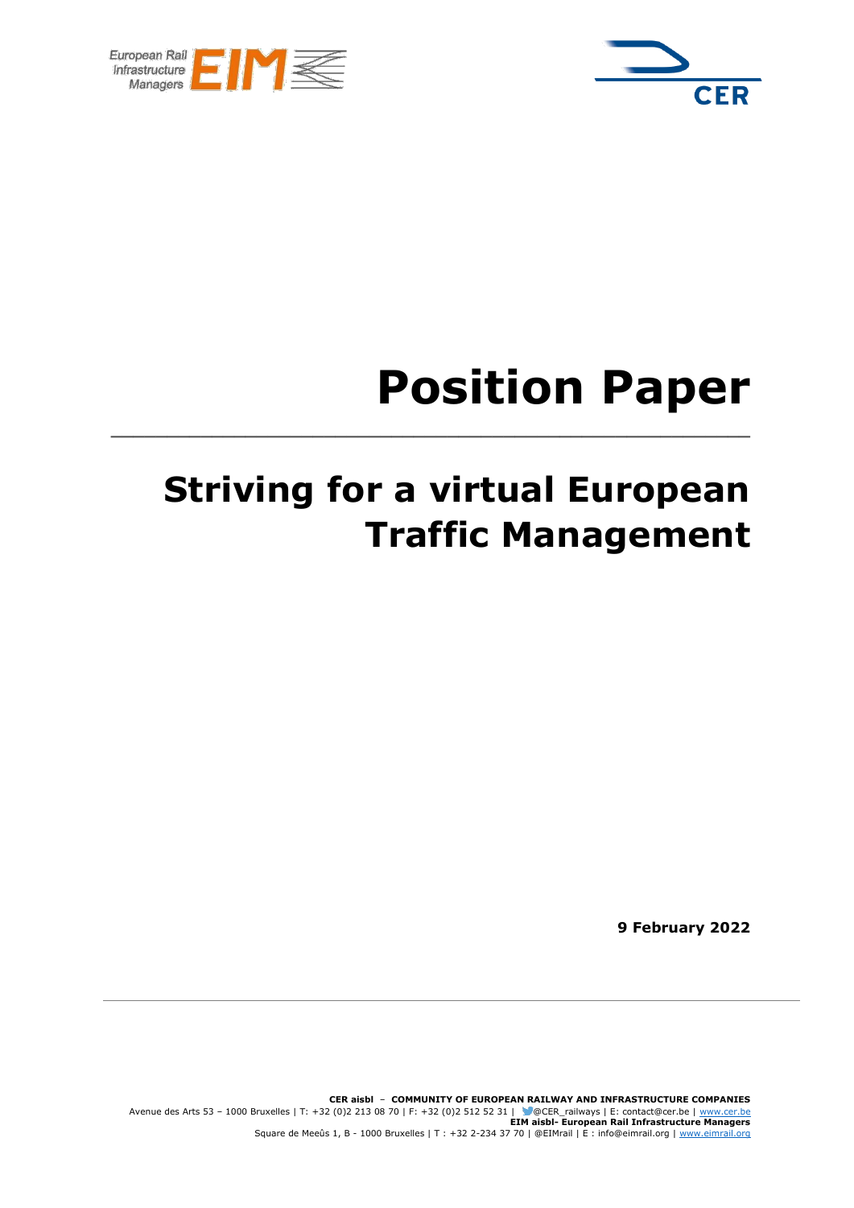# Position Paper

## Striving for a virtual European Traffic Management

**9 February 2022**

**CER aisbl – COMMUNITY OF EUROPEAN RAILWAY AND INFRASTRUCTURE COMPANIES**
Avenue des Arts 53 – 1000 Bruxelles | T: +32 (0)2 213 08 70 | F: +32 (0)2 512 52 31 | @CER_railways | E: contact@cer.be | www.cer.be
**EIM aisbl- European Rail Infrastructure Managers**
Square de Meeûs 1, B - 1000 Bruxelles | T : +32 2-234 37 70 | @EIMrail | E : info@eimrail.org | www.eimrail.org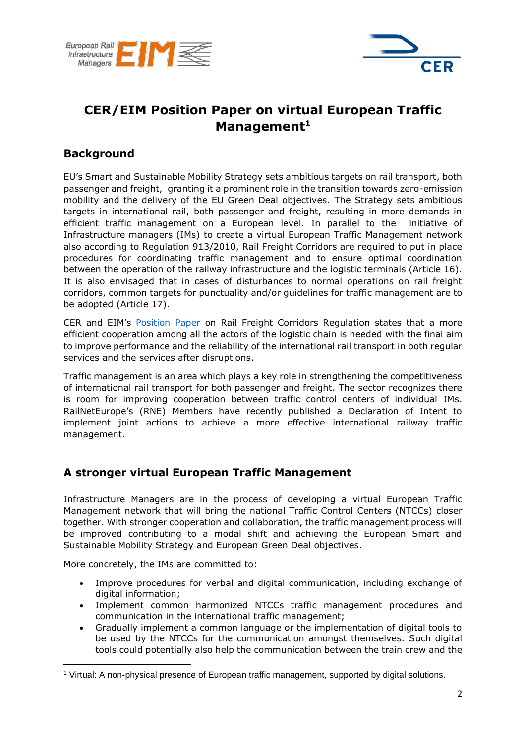# CER/EIM Position Paper on virtual European Traffic Management[1]

## Background

EU's Smart and Sustainable Mobility Strategy sets ambitious targets on rail transport, both passenger and freight, granting it a prominent role in the transition towards zero-emission mobility and the delivery of the EU Green Deal objectives. The Strategy sets ambitious targets in international rail, both passenger and freight, resulting in more demands in efficient traffic management on a European level. In parallel to the initiative of Infrastructure managers (IMs) to create a virtual European Traffic Management network also according to Regulation 913/2010, Rail Freight Corridors are required to put in place procedures for coordinating traffic management and to ensure optimal coordination between the operation of the railway infrastructure and the logistic terminals (Article 16). It is also envisaged that in cases of disturbances to normal operations on rail freight corridors, common targets for punctuality and/or guidelines for traffic management are to be adopted (Article 17).

CER and EIM's Position Paper on Rail Freight Corridors Regulation states that a more efficient cooperation among all the actors of the logistic chain is needed with the final aim to improve performance and the reliability of the international rail transport in both regular services and the services after disruptions.

Traffic management is an area which plays a key role in strengthening the competitiveness of international rail transport for both passenger and freight. The sector recognizes there is room for improving cooperation between traffic control centers of individual IMs. RailNetEurope's (RNE) Members have recently published a Declaration of Intent to implement joint actions to achieve a more effective international railway traffic management.

## A stronger virtual European Traffic Management

Infrastructure Managers are in the process of developing a virtual European Traffic Management network that will bring the national Traffic Control Centers (NTCCs) closer together. With stronger cooperation and collaboration, the traffic management process will be improved contributing to a modal shift and achieving the European Smart and Sustainable Mobility Strategy and European Green Deal objectives.

More concretely, the IMs are committed to:

- Improve procedures for verbal and digital communication, including exchange of digital information;
- Implement common harmonized NTCCs traffic management procedures and communication in the international traffic management;
- Gradually implement a common language or the implementation of digital tools to be used by the NTCCs for the communication amongst themselves. Such digital tools could potentially also help the communication between the train crew and the

[1] Virtual: A non-physical presence of European traffic management, supported by digital solutions.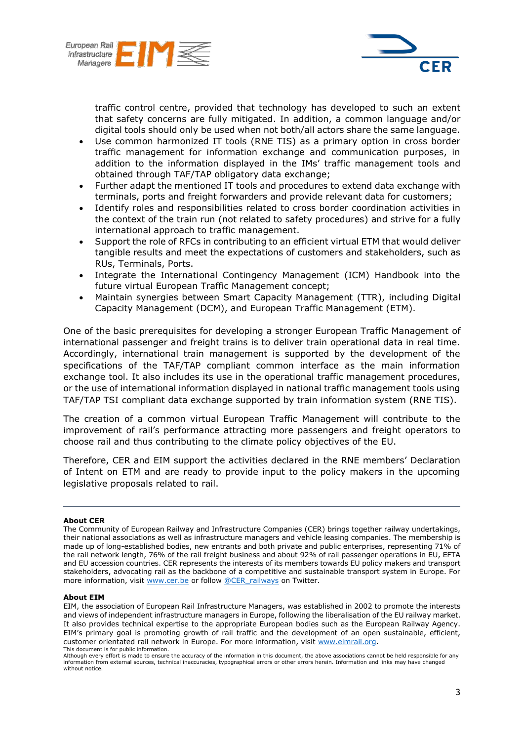traffic control centre, provided that technology has developed to such an extent that safety concerns are fully mitigated. In addition, a common language and/or digital tools should only be used when not both/all actors share the same language.

- Use common harmonized IT tools (RNE TIS) as a primary option in cross border traffic management for information exchange and communication purposes, in addition to the information displayed in the IMs' traffic management tools and obtained through TAF/TAP obligatory data exchange;
- Further adapt the mentioned IT tools and procedures to extend data exchange with terminals, ports and freight forwarders and provide relevant data for customers;
- Identify roles and responsibilities related to cross border coordination activities in the context of the train run (not related to safety procedures) and strive for a fully international approach to traffic management.
- Support the role of RFCs in contributing to an efficient virtual ETM that would deliver tangible results and meet the expectations of customers and stakeholders, such as RUs, Terminals, Ports.
- Integrate the International Contingency Management (ICM) Handbook into the future virtual European Traffic Management concept;
- Maintain synergies between Smart Capacity Management (TTR), including Digital Capacity Management (DCM), and European Traffic Management (ETM).

One of the basic prerequisites for developing a stronger European Traffic Management of international passenger and freight trains is to deliver train operational data in real time. Accordingly, international train management is supported by the development of the specifications of the TAF/TAP compliant common interface as the main information exchange tool. It also includes its use in the operational traffic management procedures, or the use of international information displayed in national traffic management tools using TAF/TAP TSI compliant data exchange supported by train information system (RNE TIS).

The creation of a common virtual European Traffic Management will contribute to the improvement of rail's performance attracting more passengers and freight operators to choose rail and thus contributing to the climate policy objectives of the EU.

Therefore, CER and EIM support the activities declared in the RNE members' Declaration of Intent on ETM and are ready to provide input to the policy makers in the upcoming legislative proposals related to rail.

---

**About CER**

The Community of European Railway and Infrastructure Companies (CER) brings together railway undertakings, their national associations as well as infrastructure managers and vehicle leasing companies. The membership is made up of long-established bodies, new entrants and both private and public enterprises, representing 71% of the rail network length, 76% of the rail freight business and about 92% of rail passenger operations in EU, EFTA and EU accession countries. CER represents the interests of its members towards EU policy makers and transport stakeholders, advocating rail as the backbone of a competitive and sustainable transport system in Europe. For more information, visit www.cer.be or follow @CER_railways on Twitter.

**About EIM**

EIM, the association of European Rail Infrastructure Managers, was established in 2002 to promote the interests and views of independent infrastructure managers in Europe, following the liberalisation of the EU railway market. It also provides technical expertise to the appropriate European bodies such as the European Railway Agency. EIM's primary goal is promoting growth of rail traffic and the development of an open sustainable, efficient, customer orientated rail network in Europe. For more information, visit www.eimrail.org.

This document is for public information.

Although every effort is made to ensure the accuracy of the information in this document, the above associations cannot be held responsible for any information from external sources, technical inaccuracies, typographical errors or other errors herein. Information and links may have changed without notice.